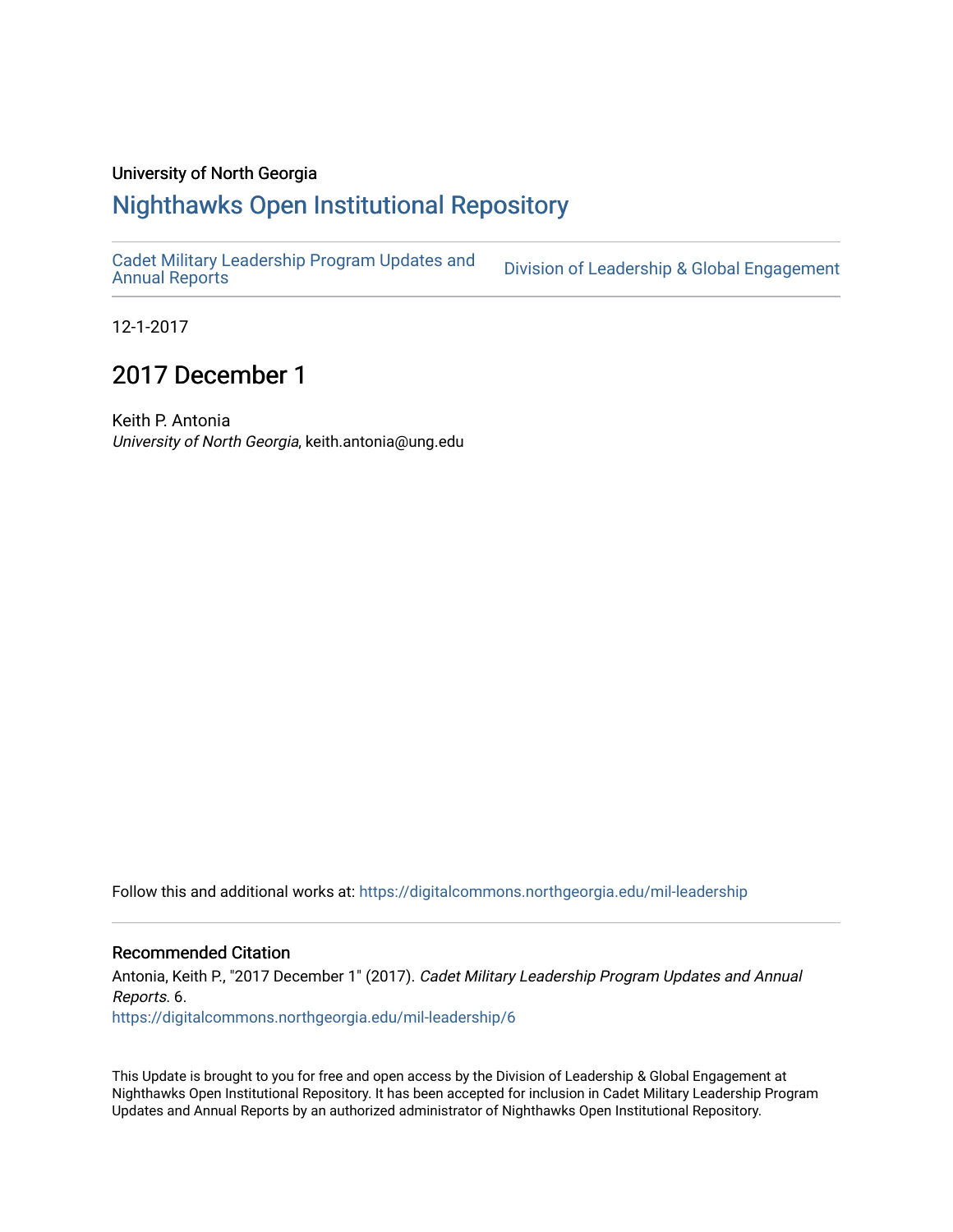University of North Georgia

# Nighthawks Open Institutional Repository

Cadet Military Leadership Program Updates and Annual Reports

Division of Leadership & Global Engagement

12-1-2017

## 2017 December 1

Keith P. Antonia
*University of North Georgia*, keith.antonia@ung.edu

Follow this and additional works at: https://digitalcommons.northgeorgia.edu/mil-leadership

### Recommended Citation

Antonia, Keith P., "2017 December 1" (2017). *Cadet Military Leadership Program Updates and Annual Reports*. 6.
https://digitalcommons.northgeorgia.edu/mil-leadership/6

This Update is brought to you for free and open access by the Division of Leadership & Global Engagement at Nighthawks Open Institutional Repository. It has been accepted for inclusion in Cadet Military Leadership Program Updates and Annual Reports by an authorized administrator of Nighthawks Open Institutional Repository.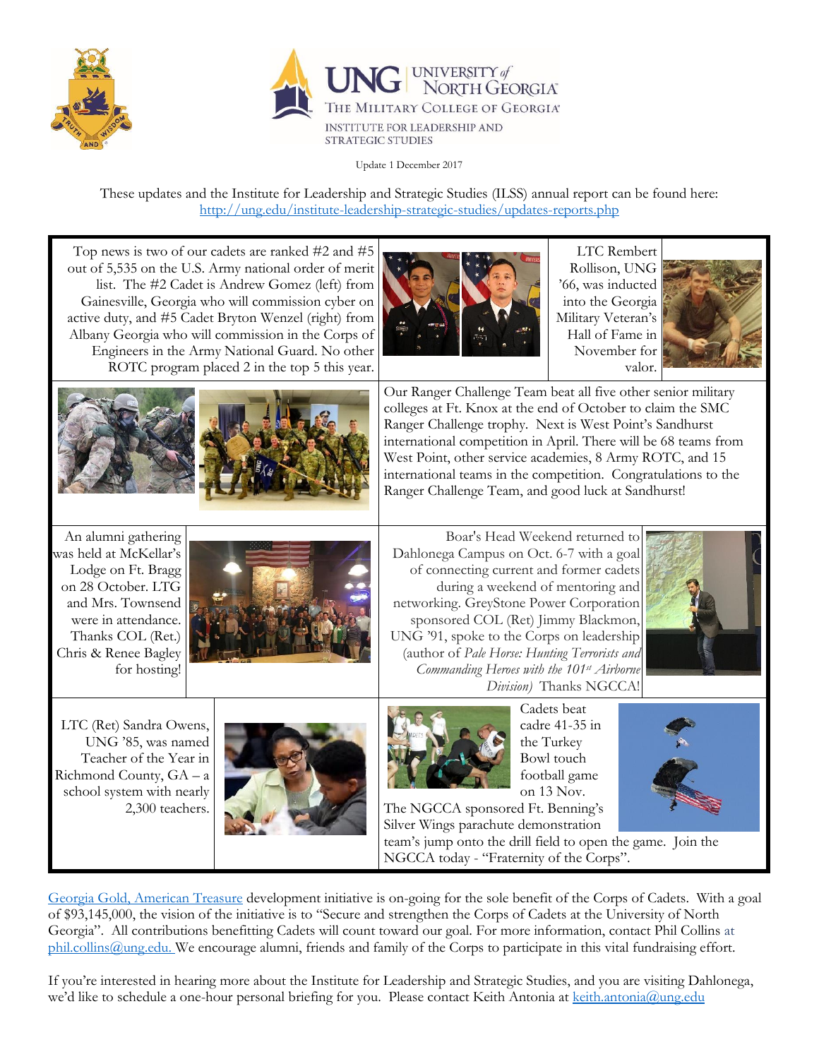UNG UNIVERSITY of NORTH GEORGIA
THE MILITARY COLLEGE OF GEORGIA
INSTITUTE FOR LEADERSHIP AND STRATEGIC STUDIES

Update 1 December 2017

These updates and the Institute for Leadership and Strategic Studies (ILSS) annual report can be found here: [http://ung.edu/institute-leadership-strategic-studies/updates-reports.php](http://ung.edu/institute-leadership-strategic-studies/updates-reports.php)

Top news is two of our cadets are ranked #2 and #5 out of 5,535 on the U.S. Army national order of merit list. The #2 Cadet is Andrew Gomez (left) from Gainesville, Georgia who will commission cyber on active duty, and #5 Cadet Bryton Wenzel (right) from Albany Georgia who will commission in the Corps of Engineers in the Army National Guard. No other ROTC program placed 2 in the top 5 this year.

LTC Rembert Rollison, UNG '66, was inducted into the Georgia Military Veteran's Hall of Fame in November for valor.

Our Ranger Challenge Team beat all five other senior military colleges at Ft. Knox at the end of October to claim the SMC Ranger Challenge trophy. Next is West Point's Sandhurst international competition in April. There will be 68 teams from West Point, other service academies, 8 Army ROTC, and 15 international teams in the competition. Congratulations to the Ranger Challenge Team, and good luck at Sandhurst!

An alumni gathering was held at McKellar's Lodge on Ft. Bragg on 28 October. LTG and Mrs. Townsend were in attendance. Thanks COL (Ret.) Chris & Renee Bagley for hosting!

Boar's Head Weekend returned to Dahlonega Campus on Oct. 6-7 with a goal of connecting current and former cadets during a weekend of mentoring and networking. GreyStone Power Corporation sponsored COL (Ret) Jimmy Blackmon, UNG '91, spoke to the Corps on leadership (author of *Pale Horse: Hunting Terrorists and Commanding Heroes with the 101st Airborne Division)* Thanks NGCCA!

LTC (Ret) Sandra Owens, UNG '85, was named Teacher of the Year in Richmond County, GA – a school system with nearly 2,300 teachers.

Cadets beat cadre 41-35 in the Turkey Bowl touch football game on 13 Nov.

The NGCCA sponsored Ft. Benning's Silver Wings parachute demonstration team's jump onto the drill field to open the game. Join the NGCCA today - "Fraternity of the Corps".

[Georgia Gold, American Treasure](#) development initiative is on-going for the sole benefit of the Corps of Cadets. With a goal of $93,145,000, the vision of the initiative is to "Secure and strengthen the Corps of Cadets at the University of North Georgia". All contributions benefitting Cadets will count toward our goal. For more information, contact Phil Collins at [phil.collins@ung.edu.](mailto:phil.collins@ung.edu) We encourage alumni, friends and family of the Corps to participate in this vital fundraising effort.

If you're interested in hearing more about the Institute for Leadership and Strategic Studies, and you are visiting Dahlonega, we'd like to schedule a one-hour personal briefing for you. Please contact Keith Antonia at [keith.antonia@ung.edu](mailto:keith.antonia@ung.edu)